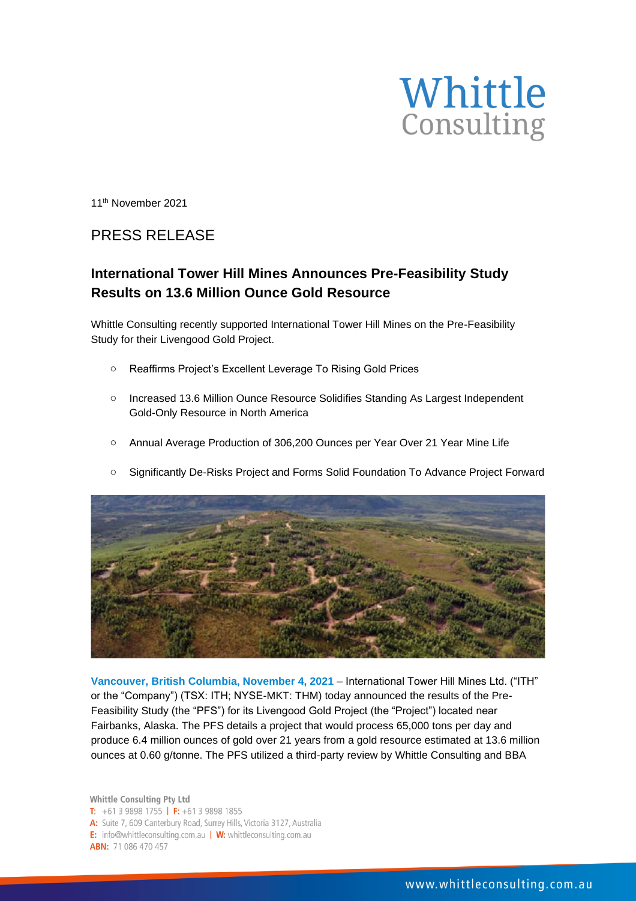11th November 2021

## PRESS RELEASE

### International Tower Hill Mines Announces Pre-Feasibility Study Results on 13.6 Million Ounce Gold Resource

Whittle Consulting recently supported International Tower Hill Mines on the Pre-Feasibility Study for their Livengood Gold Project.

- Reaffirms Project's Excellent Leverage To Rising Gold Prices
- Increased 13.6 Million Ounce Resource Solidifies Standing As Largest Independent Gold-Only Resource in North America
- Annual Average Production of 306,200 Ounces per Year Over 21 Year Mine Life
- Significantly De-Risks Project and Forms Solid Foundation To Advance Project Forward

**Vancouver, British Columbia, November 4, 2021** – International Tower Hill Mines Ltd. ("ITH" or the "Company") (TSX: ITH; NYSE-MKT: THM) today announced the results of the Pre-Feasibility Study (the "PFS") for its Livengood Gold Project (the "Project") located near Fairbanks, Alaska. The PFS details a project that would process 65,000 tons per day and produce 6.4 million ounces of gold over 21 years from a gold resource estimated at 13.6 million ounces at 0.60 g/tonne. The PFS utilized a third-party review by Whittle Consulting and BBA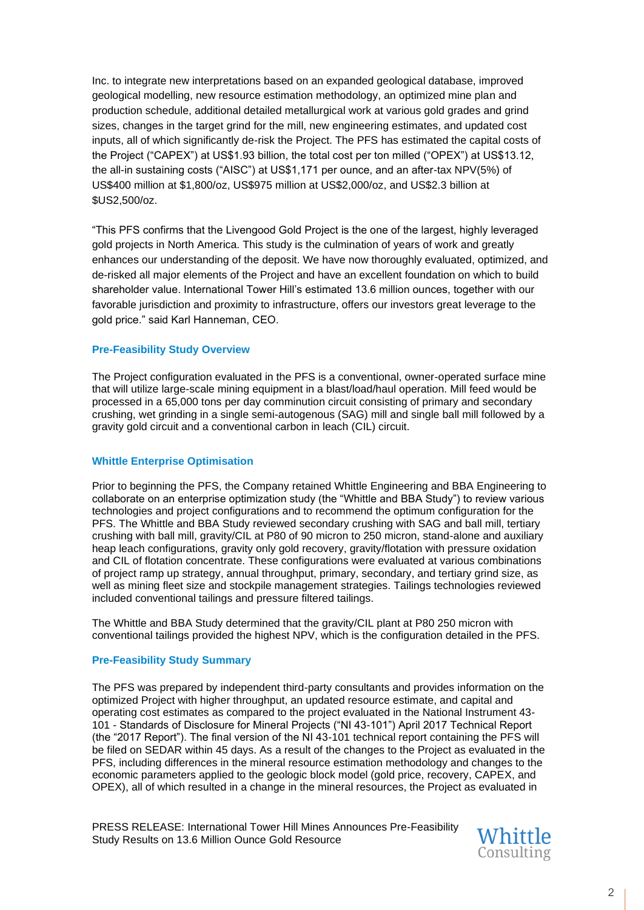Inc. to integrate new interpretations based on an expanded geological database, improved geological modelling, new resource estimation methodology, an optimized mine plan and production schedule, additional detailed metallurgical work at various gold grades and grind sizes, changes in the target grind for the mill, new engineering estimates, and updated cost inputs, all of which significantly de-risk the Project. The PFS has estimated the capital costs of the Project ("CAPEX") at US$1.93 billion, the total cost per ton milled ("OPEX") at US$13.12, the all-in sustaining costs ("AISC") at US$1,171 per ounce, and an after-tax NPV(5%) of US$400 million at $1,800/oz, US$975 million at US$2,000/oz, and US$2.3 billion at $US2,500/oz.

"This PFS confirms that the Livengood Gold Project is the one of the largest, highly leveraged gold projects in North America. This study is the culmination of years of work and greatly enhances our understanding of the deposit. We have now thoroughly evaluated, optimized, and de-risked all major elements of the Project and have an excellent foundation on which to build shareholder value. International Tower Hill's estimated 13.6 million ounces, together with our favorable jurisdiction and proximity to infrastructure, offers our investors great leverage to the gold price." said Karl Hanneman, CEO.

## Pre-Feasibility Study Overview

The Project configuration evaluated in the PFS is a conventional, owner-operated surface mine that will utilize large-scale mining equipment in a blast/load/haul operation. Mill feed would be processed in a 65,000 tons per day comminution circuit consisting of primary and secondary crushing, wet grinding in a single semi-autogenous (SAG) mill and single ball mill followed by a gravity gold circuit and a conventional carbon in leach (CIL) circuit.

## Whittle Enterprise Optimisation

Prior to beginning the PFS, the Company retained Whittle Engineering and BBA Engineering to collaborate on an enterprise optimization study (the "Whittle and BBA Study") to review various technologies and project configurations and to recommend the optimum configuration for the PFS. The Whittle and BBA Study reviewed secondary crushing with SAG and ball mill, tertiary crushing with ball mill, gravity/CIL at P80 of 90 micron to 250 micron, stand-alone and auxiliary heap leach configurations, gravity only gold recovery, gravity/flotation with pressure oxidation and CIL of flotation concentrate. These configurations were evaluated at various combinations of project ramp up strategy, annual throughput, primary, secondary, and tertiary grind size, as well as mining fleet size and stockpile management strategies. Tailings technologies reviewed included conventional tailings and pressure filtered tailings.

The Whittle and BBA Study determined that the gravity/CIL plant at P80 250 micron with conventional tailings provided the highest NPV, which is the configuration detailed in the PFS.

## Pre-Feasibility Study Summary

The PFS was prepared by independent third-party consultants and provides information on the optimized Project with higher throughput, an updated resource estimate, and capital and operating cost estimates as compared to the project evaluated in the National Instrument 43-101 - Standards of Disclosure for Mineral Projects ("NI 43-101") April 2017 Technical Report (the "2017 Report"). The final version of the NI 43-101 technical report containing the PFS will be filed on SEDAR within 45 days. As a result of the changes to the Project as evaluated in the PFS, including differences in the mineral resource estimation methodology and changes to the economic parameters applied to the geologic block model (gold price, recovery, CAPEX, and OPEX), all of which resulted in a change in the mineral resources, the Project as evaluated in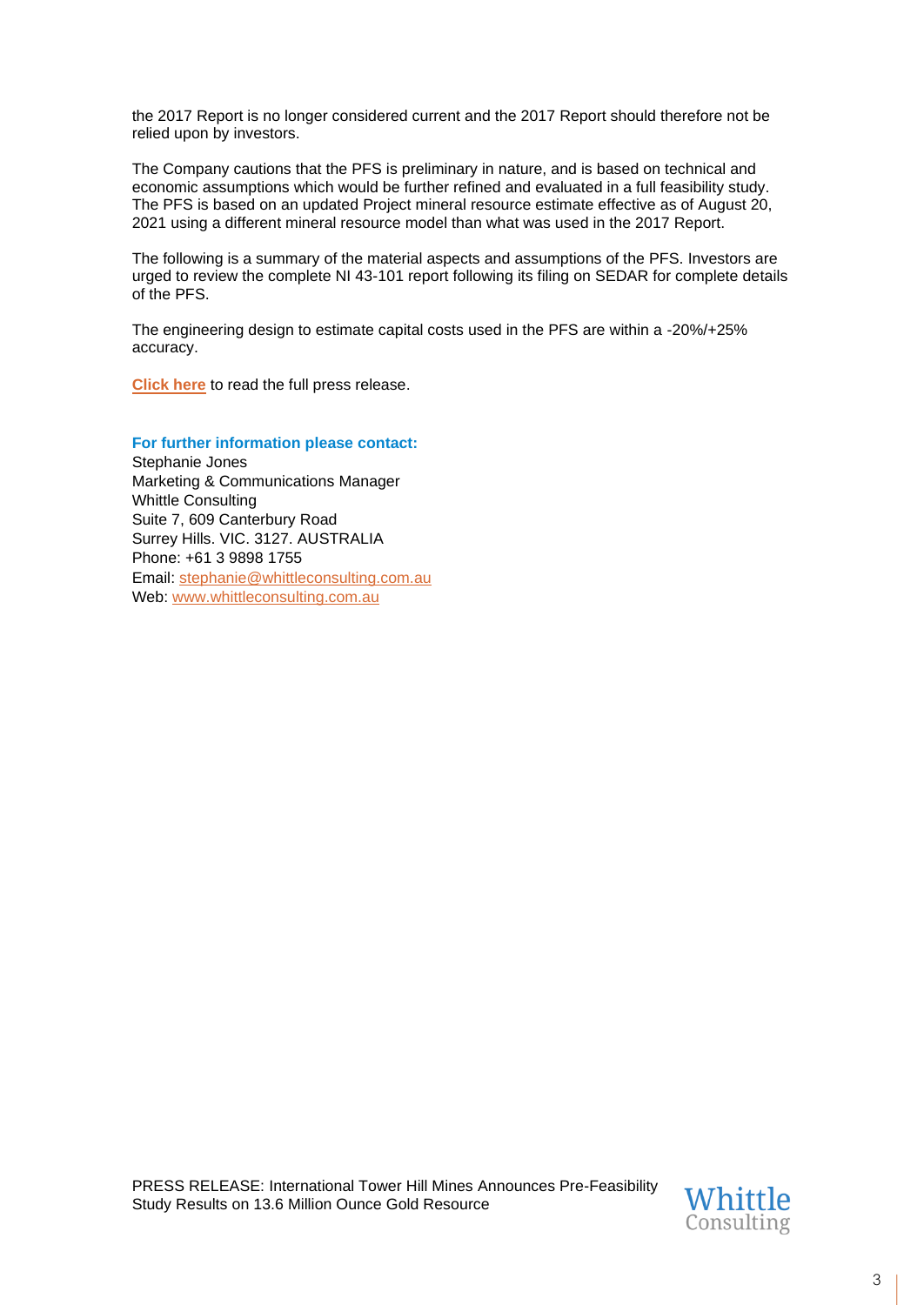the 2017 Report is no longer considered current and the 2017 Report should therefore not be relied upon by investors.

The Company cautions that the PFS is preliminary in nature, and is based on technical and economic assumptions which would be further refined and evaluated in a full feasibility study. The PFS is based on an updated Project mineral resource estimate effective as of August 20, 2021 using a different mineral resource model than what was used in the 2017 Report.

The following is a summary of the material aspects and assumptions of the PFS. Investors are urged to review the complete NI 43-101 report following its filing on SEDAR for complete details of the PFS.

The engineering design to estimate capital costs used in the PFS are within a -20%/+25% accuracy.

**Click here** to read the full press release.

**For further information please contact:**
Stephanie Jones
Marketing & Communications Manager
Whittle Consulting
Suite 7, 609 Canterbury Road
Surrey Hills. VIC. 3127. AUSTRALIA
Phone: +61 3 9898 1755
Email: stephanie@whittleconsulting.com.au
Web: www.whittleconsulting.com.au